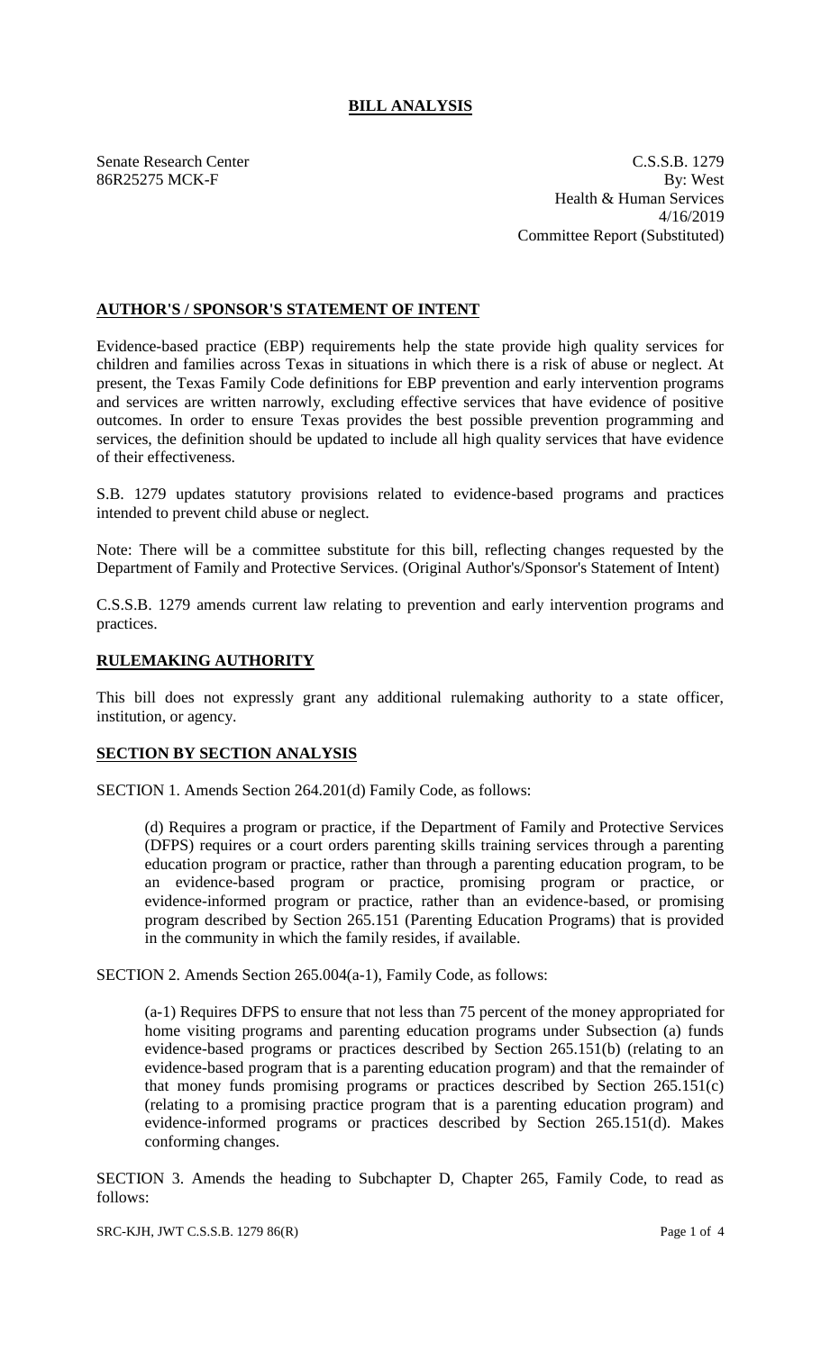# BILL ANALYSIS

Senate Research Center
86R25275 MCK-F

C.S.S.B. 1279
By: West
Health & Human Services
4/16/2019
Committee Report (Substituted)

## AUTHOR'S / SPONSOR'S STATEMENT OF INTENT

Evidence-based practice (EBP) requirements help the state provide high quality services for children and families across Texas in situations in which there is a risk of abuse or neglect. At present, the Texas Family Code definitions for EBP prevention and early intervention programs and services are written narrowly, excluding effective services that have evidence of positive outcomes. In order to ensure Texas provides the best possible prevention programming and services, the definition should be updated to include all high quality services that have evidence of their effectiveness.

S.B. 1279 updates statutory provisions related to evidence-based programs and practices intended to prevent child abuse or neglect.

Note: There will be a committee substitute for this bill, reflecting changes requested by the Department of Family and Protective Services. (Original Author's/Sponsor's Statement of Intent)

C.S.S.B. 1279 amends current law relating to prevention and early intervention programs and practices.

## RULEMAKING AUTHORITY

This bill does not expressly grant any additional rulemaking authority to a state officer, institution, or agency.

## SECTION BY SECTION ANALYSIS

SECTION 1. Amends Section 264.201(d) Family Code, as follows:

(d) Requires a program or practice, if the Department of Family and Protective Services (DFPS) requires or a court orders parenting skills training services through a parenting education program or practice, rather than through a parenting education program, to be an evidence-based program or practice, promising program or practice, or evidence-informed program or practice, rather than an evidence-based, or promising program described by Section 265.151 (Parenting Education Programs) that is provided in the community in which the family resides, if available.

SECTION 2. Amends Section 265.004(a-1), Family Code, as follows:

(a-1) Requires DFPS to ensure that not less than 75 percent of the money appropriated for home visiting programs and parenting education programs under Subsection (a) funds evidence-based programs or practices described by Section 265.151(b) (relating to an evidence-based program that is a parenting education program) and that the remainder of that money funds promising programs or practices described by Section 265.151(c) (relating to a promising practice program that is a parenting education program) and evidence-informed programs or practices described by Section 265.151(d). Makes conforming changes.

SECTION 3. Amends the heading to Subchapter D, Chapter 265, Family Code, to read as follows: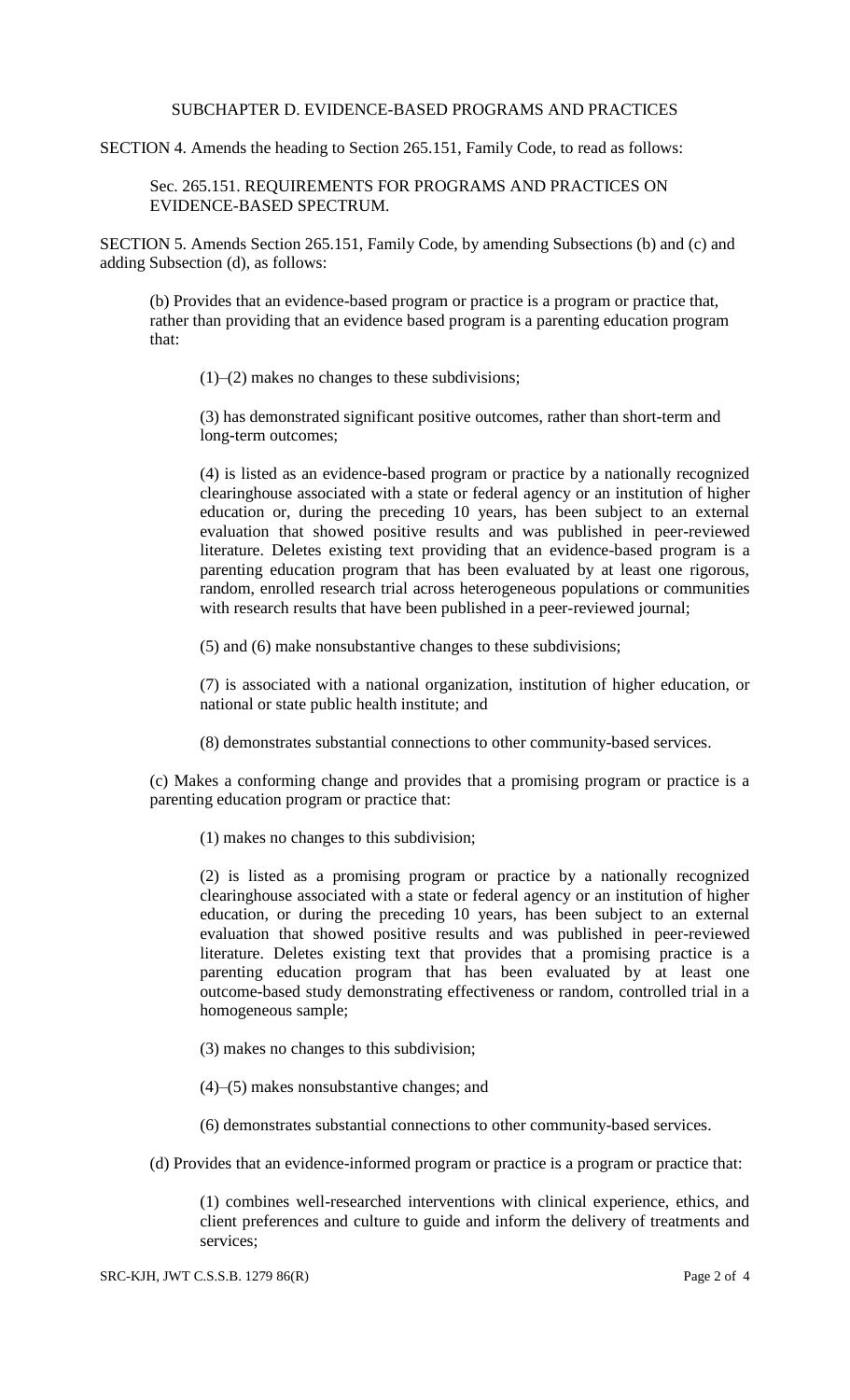SUBCHAPTER D. EVIDENCE-BASED PROGRAMS AND PRACTICES

SECTION 4. Amends the heading to Section 265.151, Family Code, to read as follows:

Sec. 265.151. REQUIREMENTS FOR PROGRAMS AND PRACTICES ON EVIDENCE-BASED SPECTRUM.

SECTION 5. Amends Section 265.151, Family Code, by amending Subsections (b) and (c) and adding Subsection (d), as follows:

(b) Provides that an evidence-based program or practice is a program or practice that, rather than providing that an evidence based program is a parenting education program that:

(1)–(2) makes no changes to these subdivisions;

(3) has demonstrated significant positive outcomes, rather than short-term and long-term outcomes;

(4) is listed as an evidence-based program or practice by a nationally recognized clearinghouse associated with a state or federal agency or an institution of higher education or, during the preceding 10 years, has been subject to an external evaluation that showed positive results and was published in peer-reviewed literature. Deletes existing text providing that an evidence-based program is a parenting education program that has been evaluated by at least one rigorous, random, enrolled research trial across heterogeneous populations or communities with research results that have been published in a peer-reviewed journal;

(5) and (6) make nonsubstantive changes to these subdivisions;

(7) is associated with a national organization, institution of higher education, or national or state public health institute; and

(8) demonstrates substantial connections to other community-based services.

(c) Makes a conforming change and provides that a promising program or practice is a parenting education program or practice that:

(1) makes no changes to this subdivision;

(2) is listed as a promising program or practice by a nationally recognized clearinghouse associated with a state or federal agency or an institution of higher education, or during the preceding 10 years, has been subject to an external evaluation that showed positive results and was published in peer-reviewed literature. Deletes existing text that provides that a promising practice is a parenting education program that has been evaluated by at least one outcome-based study demonstrating effectiveness or random, controlled trial in a homogeneous sample;

(3) makes no changes to this subdivision;

(4)–(5) makes nonsubstantive changes; and

(6) demonstrates substantial connections to other community-based services.

(d) Provides that an evidence-informed program or practice is a program or practice that:

(1) combines well-researched interventions with clinical experience, ethics, and client preferences and culture to guide and inform the delivery of treatments and services;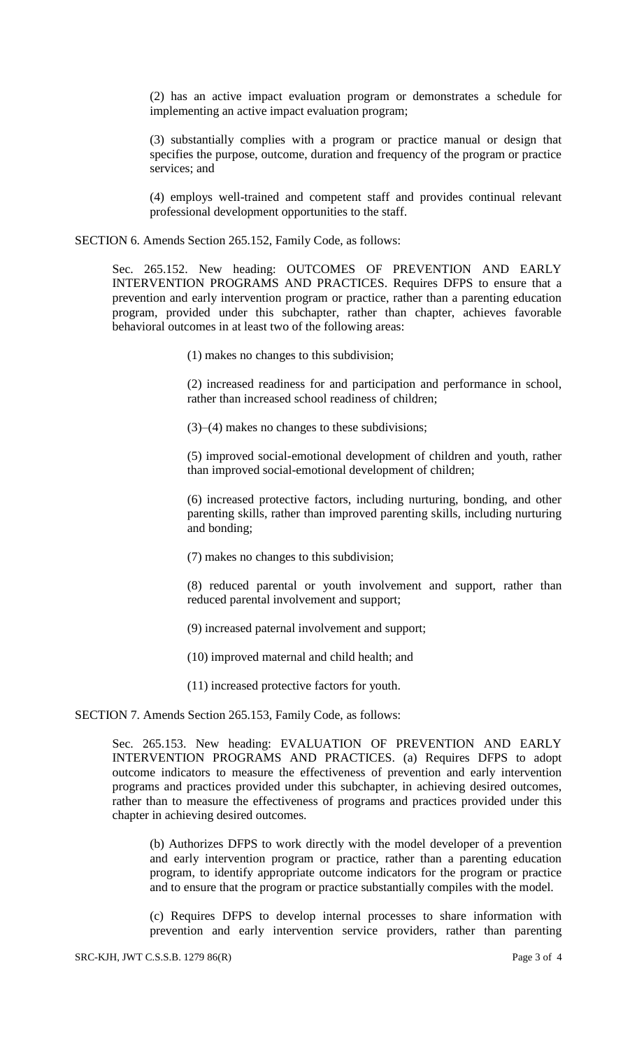(2) has an active impact evaluation program or demonstrates a schedule for implementing an active impact evaluation program;

(3) substantially complies with a program or practice manual or design that specifies the purpose, outcome, duration and frequency of the program or practice services; and

(4) employs well-trained and competent staff and provides continual relevant professional development opportunities to the staff.

SECTION 6. Amends Section 265.152, Family Code, as follows:

Sec. 265.152. New heading: OUTCOMES OF PREVENTION AND EARLY INTERVENTION PROGRAMS AND PRACTICES. Requires DFPS to ensure that a prevention and early intervention program or practice, rather than a parenting education program, provided under this subchapter, rather than chapter, achieves favorable behavioral outcomes in at least two of the following areas:

(1) makes no changes to this subdivision;

(2) increased readiness for and participation and performance in school, rather than increased school readiness of children;

(3)–(4) makes no changes to these subdivisions;

(5) improved social-emotional development of children and youth, rather than improved social-emotional development of children;

(6) increased protective factors, including nurturing, bonding, and other parenting skills, rather than improved parenting skills, including nurturing and bonding;

(7) makes no changes to this subdivision;

(8) reduced parental or youth involvement and support, rather than reduced parental involvement and support;

(9) increased paternal involvement and support;

(10) improved maternal and child health; and

(11) increased protective factors for youth.

SECTION 7. Amends Section 265.153, Family Code, as follows:

Sec. 265.153. New heading: EVALUATION OF PREVENTION AND EARLY INTERVENTION PROGRAMS AND PRACTICES. (a) Requires DFPS to adopt outcome indicators to measure the effectiveness of prevention and early intervention programs and practices provided under this subchapter, in achieving desired outcomes, rather than to measure the effectiveness of programs and practices provided under this chapter in achieving desired outcomes.

(b) Authorizes DFPS to work directly with the model developer of a prevention and early intervention program or practice, rather than a parenting education program, to identify appropriate outcome indicators for the program or practice and to ensure that the program or practice substantially compiles with the model.

(c) Requires DFPS to develop internal processes to share information with prevention and early intervention service providers, rather than parenting

SRC-KJH, JWT C.S.S.B. 1279 86(R)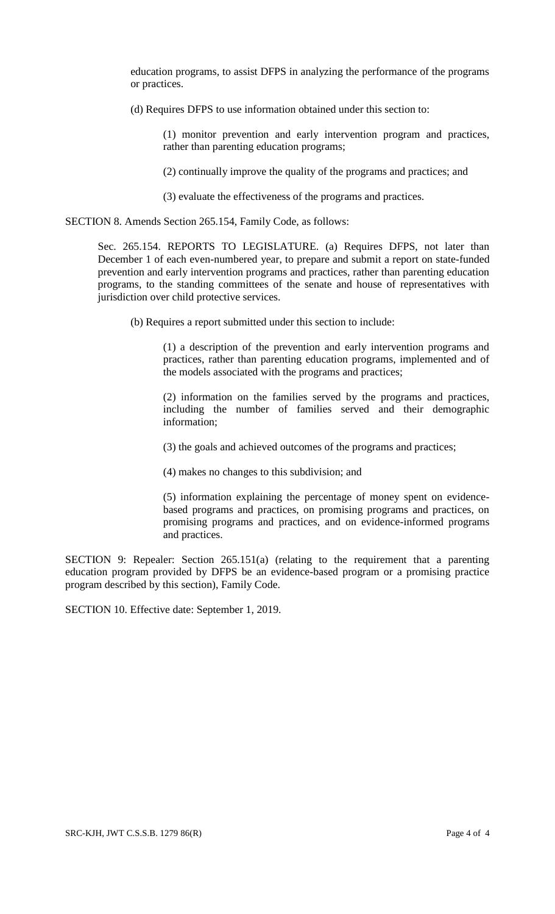education programs, to assist DFPS in analyzing the performance of the programs or practices.

(d) Requires DFPS to use information obtained under this section to:

(1) monitor prevention and early intervention program and practices, rather than parenting education programs;

(2) continually improve the quality of the programs and practices; and

(3) evaluate the effectiveness of the programs and practices.

SECTION 8. Amends Section 265.154, Family Code, as follows:

Sec. 265.154. REPORTS TO LEGISLATURE. (a) Requires DFPS, not later than December 1 of each even-numbered year, to prepare and submit a report on state-funded prevention and early intervention programs and practices, rather than parenting education programs, to the standing committees of the senate and house of representatives with jurisdiction over child protective services.

(b) Requires a report submitted under this section to include:

(1) a description of the prevention and early intervention programs and practices, rather than parenting education programs, implemented and of the models associated with the programs and practices;

(2) information on the families served by the programs and practices, including the number of families served and their demographic information;

(3) the goals and achieved outcomes of the programs and practices;

(4) makes no changes to this subdivision; and

(5) information explaining the percentage of money spent on evidence-based programs and practices, on promising programs and practices, on promising programs and practices, and on evidence-informed programs and practices.

SECTION 9: Repealer: Section 265.151(a) (relating to the requirement that a parenting education program provided by DFPS be an evidence-based program or a promising practice program described by this section), Family Code.

SECTION 10. Effective date: September 1, 2019.